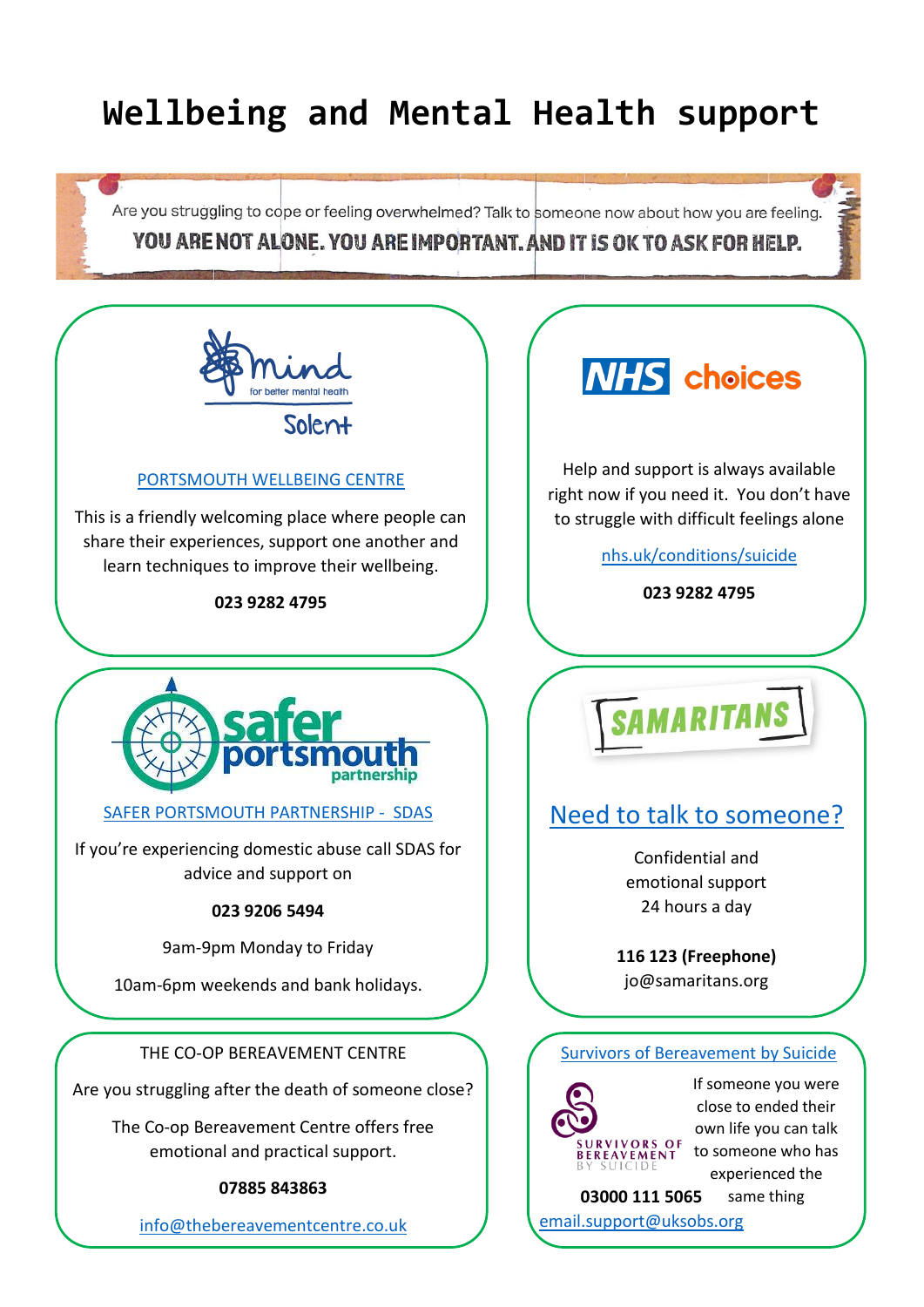# Wellbeing and Mental Health support

Are you struggling to cope or feeling overwhelmed? Talk to someone now about how you are feeling.

**YOU ARE NOT ALONE. YOU ARE IMPORTANT. AND IT IS OK TO ASK FOR HELP.**

mind for better mental health

Solent

PORTSMOUTH WELLBEING CENTRE

This is a friendly welcoming place where people can share their experiences, support one another and learn techniques to improve their wellbeing.

**023 9282 4795**

NHS choices

Help and support is always available right now if you need it. You don't have to struggle with difficult feelings alone

nhs.uk/conditions/suicide

**023 9282 4795**

safer portsmouth partnership

SAFER PORTSMOUTH PARTNERSHIP - SDAS

If you're experiencing domestic abuse call SDAS for advice and support on

**023 9206 5494**

9am-9pm Monday to Friday

10am-6pm weekends and bank holidays.

SAMARITANS

Need to talk to someone?

Confidential and emotional support 24 hours a day

**116 123 (Freephone)**
jo@samaritans.org

THE CO-OP BEREAVEMENT CENTRE

Are you struggling after the death of someone close?

The Co-op Bereavement Centre offers free emotional and practical support.

**07885 843863**

info@thebereavementcentre.co.uk

Survivors of Bereavement by Suicide

SURVIVORS OF BEREAVEMENT BY SUICIDE

If someone you were close to ended their own life you can talk to someone who has experienced the same thing

**03000 111 5065**

email.support@uksobs.org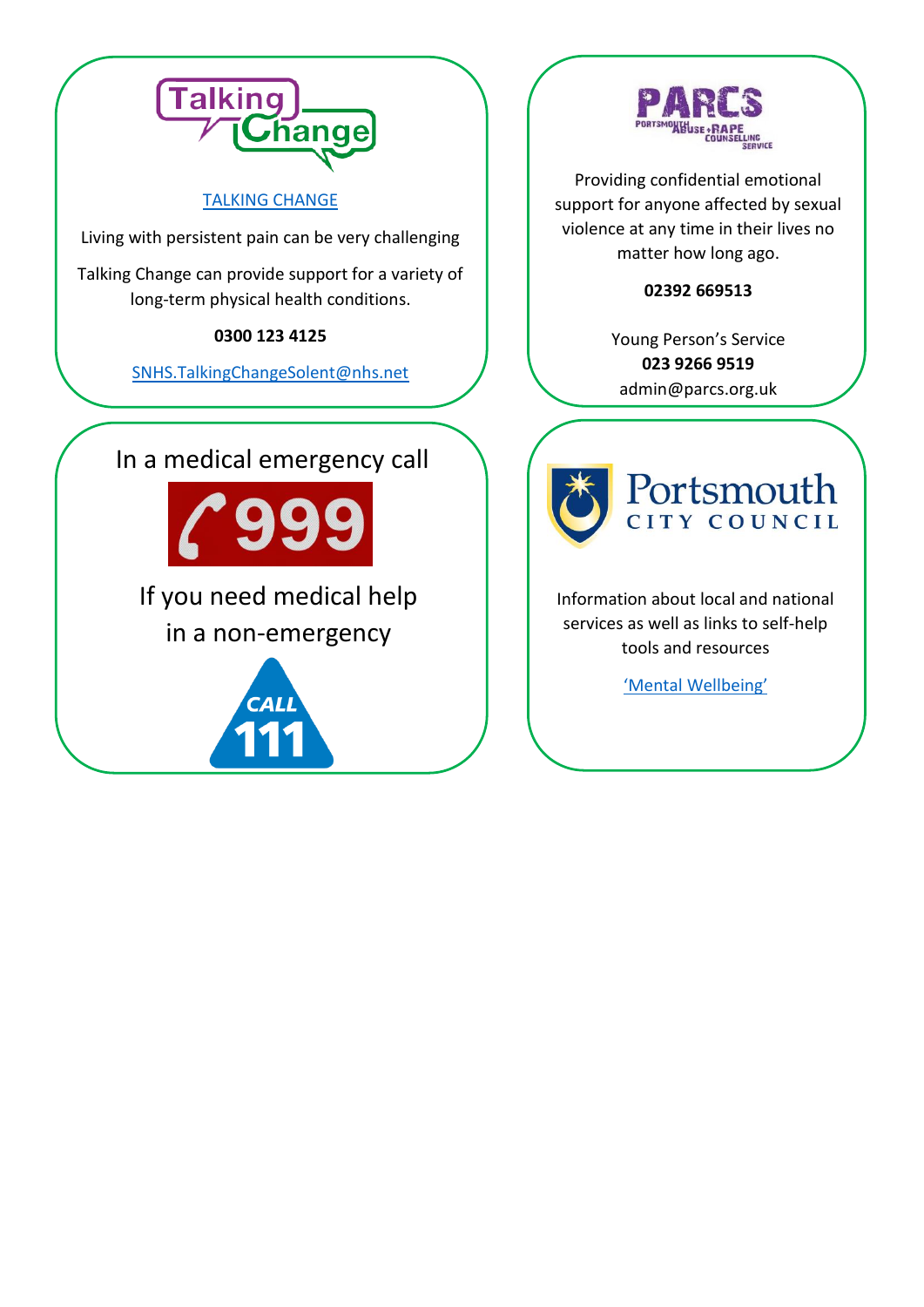Talking Change

TALKING CHANGE

Living with persistent pain can be very challenging

Talking Change can provide support for a variety of long-term physical health conditions.

**0300 123 4125**

SNHS.TalkingChangeSolent@nhs.net

PARCS
PORTSMOUTH ABUSE & RAPE COUNSELLING SERVICE

Providing confidential emotional support for anyone affected by sexual violence at any time in their lives no matter how long ago.

**02392 669513**

Young Person's Service
**023 9266 9519**
admin@parcs.org.uk

In a medical emergency call

999

If you need medical help in a non-emergency

CALL 111

Portsmouth CITY COUNCIL

Information about local and national services as well as links to self-help tools and resources

'Mental Wellbeing'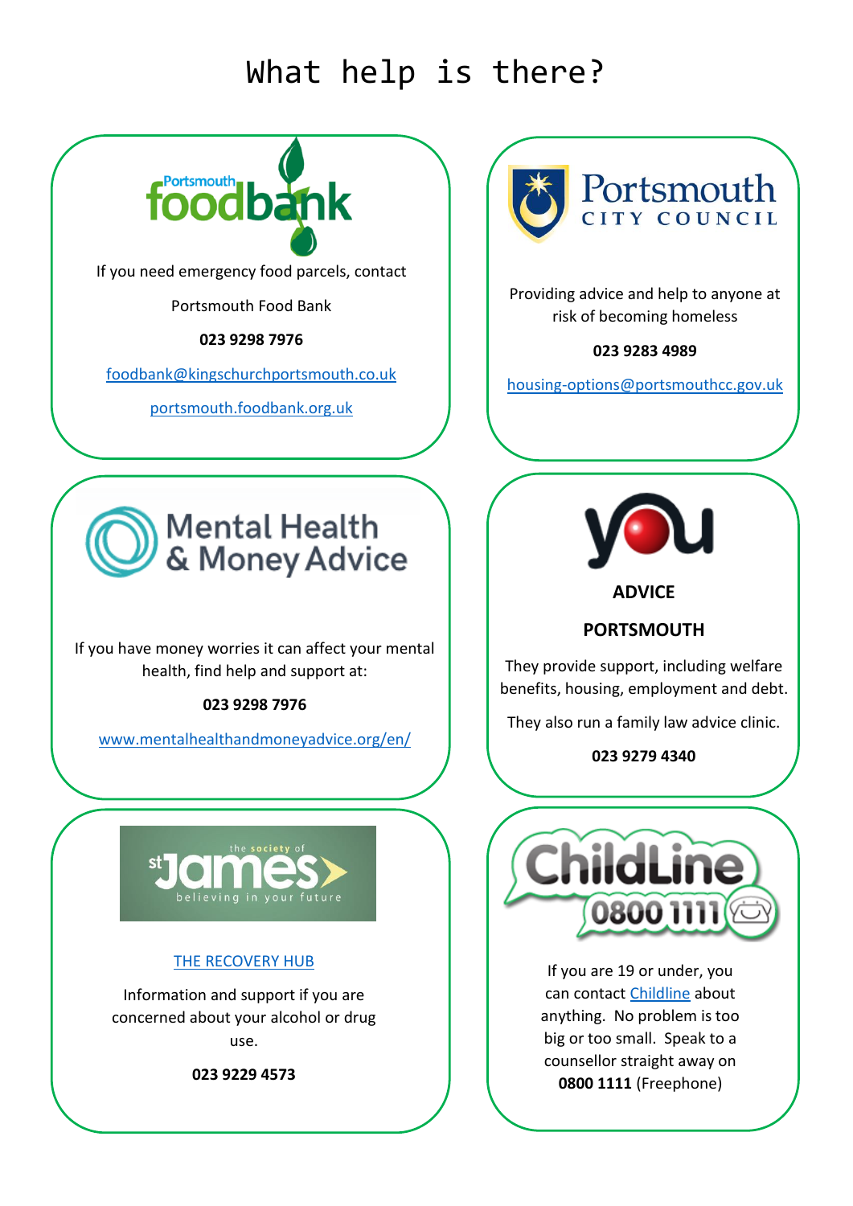# What help is there?

**Portsmouth foodbank**

If you need emergency food parcels, contact

Portsmouth Food Bank

**023 9298 7976**

foodbank@kingschurchportsmouth.co.uk

portsmouth.foodbank.org.uk

**Portsmouth CITY COUNCIL**

Providing advice and help to anyone at risk of becoming homeless

**023 9283 4989**

housing-options@portsmouthcc.gov.uk

**Mental Health & Money Advice**

If you have money worries it can affect your mental health, find help and support at:

**023 9298 7976**

www.mentalhealthandmoneyadvice.org/en/

**you**

**ADVICE**

**PORTSMOUTH**

They provide support, including welfare benefits, housing, employment and debt.

They also run a family law advice clinic.

**023 9279 4340**

**the society of St James – believing in your future**

THE RECOVERY HUB

Information and support if you are concerned about your alcohol or drug use.

**023 9229 4573**

**ChildLine 0800 1111**

If you are 19 or under, you can contact Childline about anything. No problem is too big or too small. Speak to a counsellor straight away on **0800 1111** (Freephone)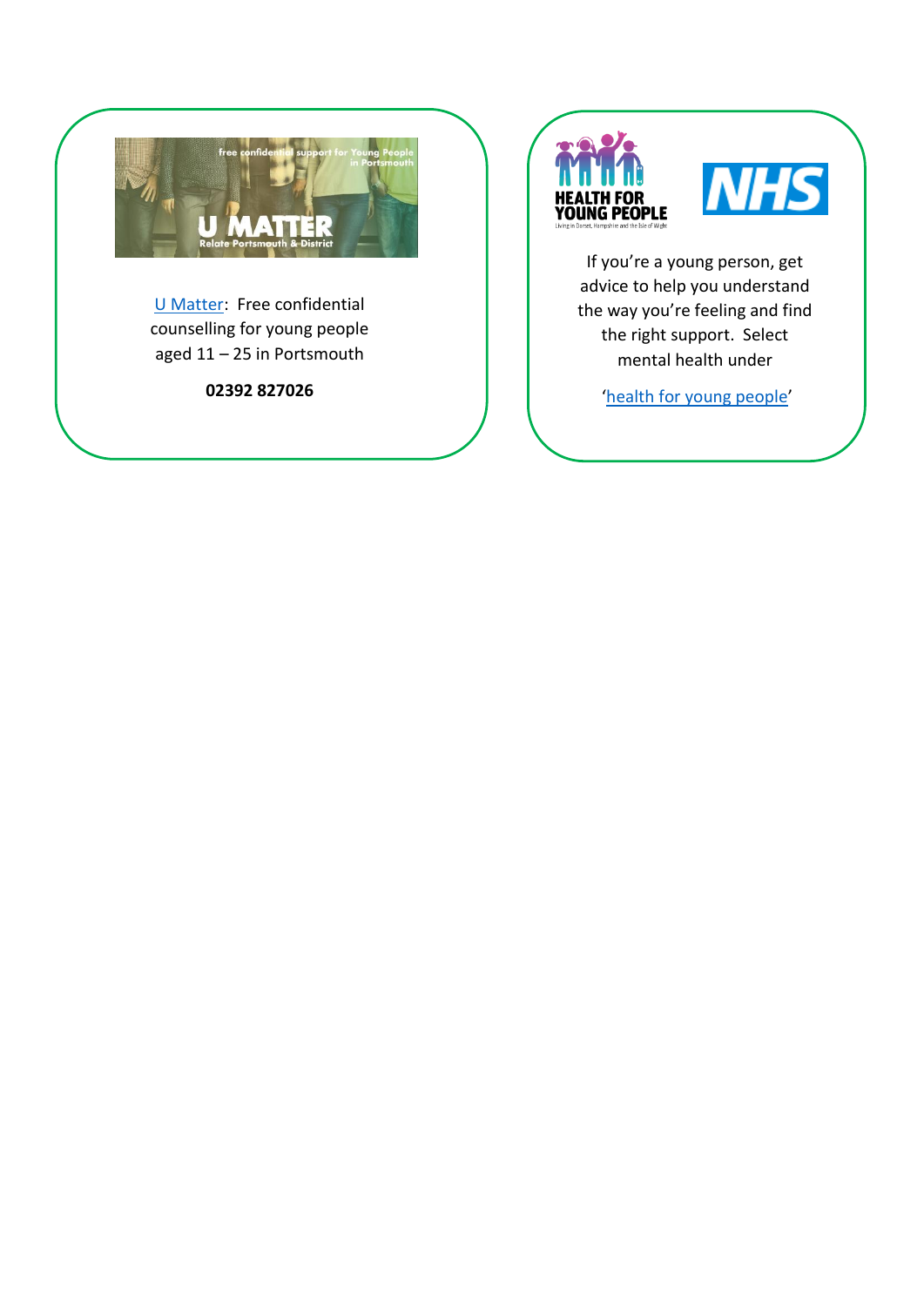U Matter: Free confidential counselling for young people aged 11 – 25 in Portsmouth

**02392 827026**

If you're a young person, get advice to help you understand the way you're feeling and find the right support. Select mental health under

'health for young people'